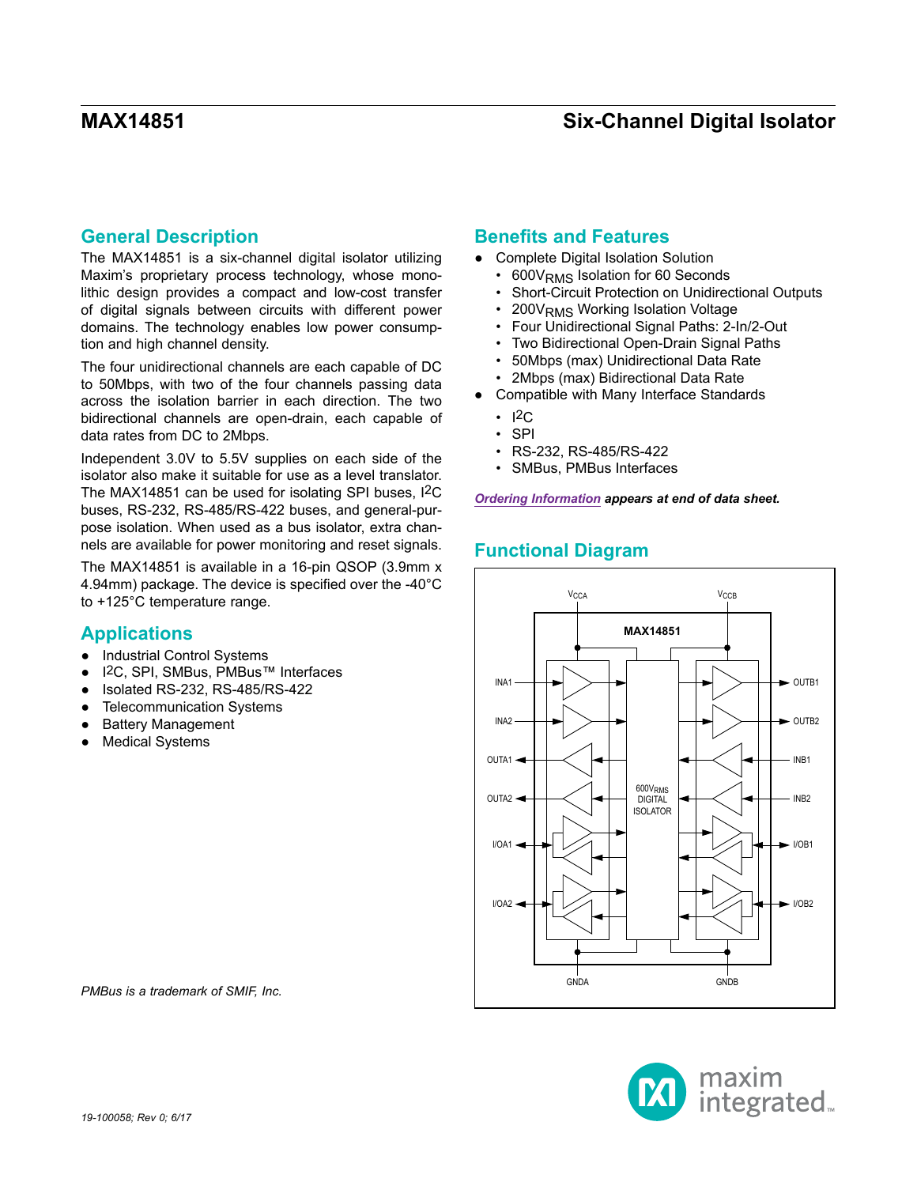# MAX14851

# Six-Channel Digital Isolator

## General Description

The MAX14851 is a six-channel digital isolator utilizing Maxim's proprietary process technology, whose monolithic design provides a compact and low-cost transfer of digital signals between circuits with different power domains. The technology enables low power consumption and high channel density.

The four unidirectional channels are each capable of DC to 50Mbps, with two of the four channels passing data across the isolation barrier in each direction. The two bidirectional channels are open-drain, each capable of data rates from DC to 2Mbps.

Independent 3.0V to 5.5V supplies on each side of the isolator also make it suitable for use as a level translator. The MAX14851 can be used for isolating SPI buses, I2C buses, RS-232, RS-485/RS-422 buses, and general-purpose isolation. When used as a bus isolator, extra channels are available for power monitoring and reset signals.

The MAX14851 is available in a 16-pin QSOP (3.9mm x 4.94mm) package. The device is specified over the -40°C to +125°C temperature range.

## Applications

- Industrial Control Systems
- I2C, SPI, SMBus, PMBus™ Interfaces
- Isolated RS-232, RS-485/RS-422
- Telecommunication Systems
- Battery Management
- Medical Systems

*PMBus is a trademark of SMIF, Inc.*

## Benefits and Features

- Complete Digital Isolation Solution
  - $600V_{RMS}$ Isolation for 60 Seconds
  - Short-Circuit Protection on Unidirectional Outputs
  - $200V_{RMS}$ Working Isolation Voltage
  - Four Unidirectional Signal Paths: 2-In/2-Out
  - Two Bidirectional Open-Drain Signal Paths
  - 50Mbps (max) Unidirectional Data Rate
  - 2Mbps (max) Bidirectional Data Rate
- Compatible with Many Interface Standards
  - I2C
  - SPI
  - RS-232, RS-485/RS-422
  - SMBus, PMBus Interfaces

***Ordering Information** appears at end of data sheet.*

## Functional Diagram

$V_{CCA}$, $V_{CCB}$, MAX14851, INA1, INA2, OUTA1, OUTA2, I/OA1, I/OA2, OUTB1, OUTB2, INB1, INB2, I/OB1, I/OB2, $600V_{RMS}$ DIGITAL ISOLATOR, GNDA, GNDB

19-100058; Rev 0; 6/17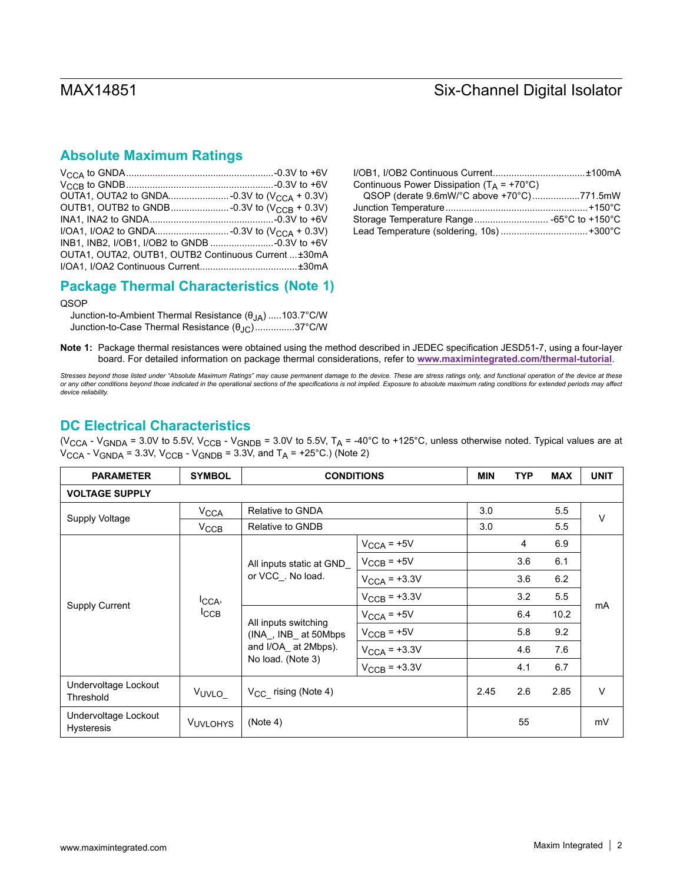## Absolute Maximum Ratings

$V_{CCA}$ to GNDA.......................................................-0.3V to +6V
$V_{CCB}$ to GNDB.......................................................-0.3V to +6V
OUTA1, OUTA2 to GNDA.......................-0.3V to ($V_{CCA}$ + 0.3V)
OUTB1, OUTB2 to GNDB......................-0.3V to ($V_{CCB}$ + 0.3V)
INA1, INA2 to GNDA...............................................-0.3V to +6V
I/OA1, I/OA2 to GNDA...........................-0.3V to ($V_{CCA}$ + 0.3V)
INB1, INB2, I/OB1, I/OB2 to GNDB ........................-0.3V to +6V
OUTA1, OUTA2, OUTB1, OUTB2 Continuous Current ...±30mA
I/OA1, I/OA2 Continuous Current....................................±30mA
I/OB1, I/OB2 Continuous Current..................................±100mA
Continuous Power Dissipation ($T_A$ = +70°C)
  QSOP (derate 9.6mW/°C above +70°C).................771.5mW
Junction Temperature.....................................................+150°C
Storage Temperature Range............................ -65°C to +150°C
Lead Temperature (soldering, 10s) ................................+300°C

## Package Thermal Characteristics (Note 1)

QSOP
  Junction-to-Ambient Thermal Resistance ($θ_{JA}$) .....103.7°C/W
  Junction-to-Case Thermal Resistance ($θ_{JC}$)..............37°C/W

**Note 1:** Package thermal resistances were obtained using the method described in JEDEC specification JESD51-7, using a four-layer board. For detailed information on package thermal considerations, refer to **www.maximintegrated.com/thermal-tutorial**.

*Stresses beyond those listed under "Absolute Maximum Ratings" may cause permanent damage to the device. These are stress ratings only, and functional operation of the device at these or any other conditions beyond those indicated in the operational sections of the specifications is not implied. Exposure to absolute maximum rating conditions for extended periods may affect device reliability.*

## DC Electrical Characteristics

($V_{CCA}$ - $V_{GNDA}$ = 3.0V to 5.5V, $V_{CCB}$ - $V_{GNDB}$ = 3.0V to 5.5V, $T_A$ = -40°C to +125°C, unless otherwise noted. Typical values are at $V_{CCA}$ - $V_{GNDA}$ = 3.3V, $V_{CCB}$ - $V_{GNDB}$ = 3.3V, and $T_A$ = +25°C.) (Note 2)

| PARAMETER | SYMBOL | CONDITIONS | | MIN | TYP | MAX | UNIT |
|---|---|---|---|---|---|---|---|
| **VOLTAGE SUPPLY** | | | | | | | |
| Supply Voltage | $V_{CCA}$ | Relative to GNDA | | 3.0 | | 5.5 | V |
| | $V_{CCB}$ | Relative to GNDB | | 3.0 | | 5.5 | |
| Supply Current | $I_{CCA}$, $I_{CCB}$ | All inputs static at GND_ or VCC_. No load. | $V_{CCA}$ = +5V | | 4 | 6.9 | mA |
| | | | $V_{CCB}$ = +5V | | 3.6 | 6.1 | |
| | | | $V_{CCA}$ = +3.3V | | 3.6 | 6.2 | |
| | | | $V_{CCB}$ = +3.3V | | 3.2 | 5.5 | |
| | | All inputs switching (INA_, INB_ at 50Mbps and I/OA_ at 2Mbps). No load. (Note 3) | $V_{CCA}$ = +5V | | 6.4 | 10.2 | |
| | | | $V_{CCB}$ = +5V | | 5.8 | 9.2 | |
| | | | $V_{CCA}$ = +3.3V | | 4.6 | 7.6 | |
| | | | $V_{CCB}$ = +3.3V | | 4.1 | 6.7 | |
| Undervoltage Lockout Threshold | $V_{UVLO\_}$ | $V_{CC\_}$ rising (Note 4) | | 2.45 | 2.6 | 2.85 | V |
| Undervoltage Lockout Hysteresis | $V_{UVLOHYS}$ | (Note 4) | | | 55 | | mV |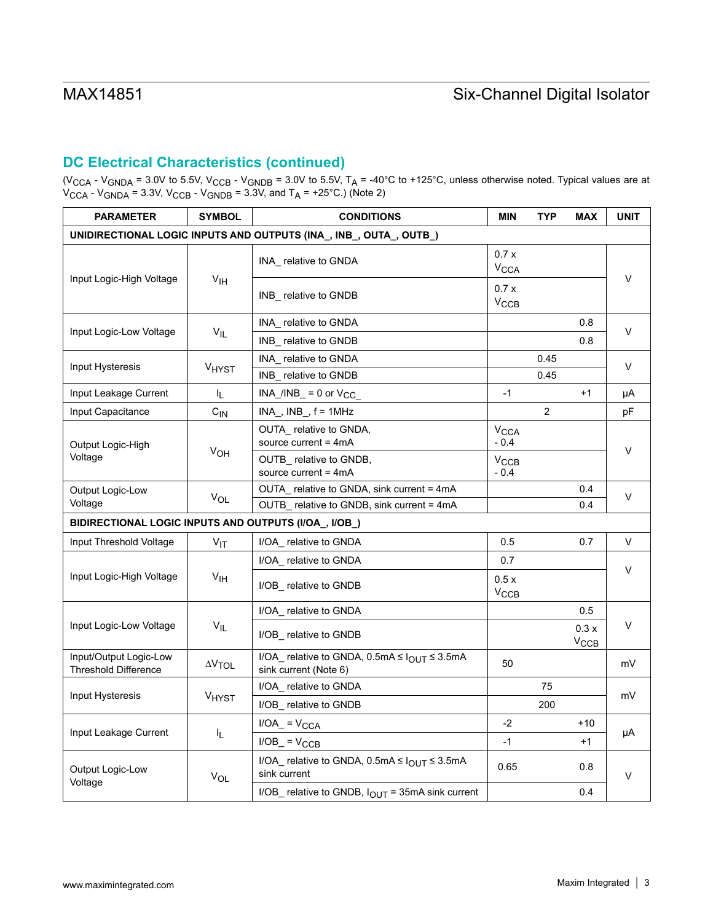## DC Electrical Characteristics (continued)

($V_{CCA}$ - $V_{GNDA}$ = 3.0V to 5.5V, $V_{CCB}$ - $V_{GNDB}$ = 3.0V to 5.5V, $T_A$ = -40°C to +125°C, unless otherwise noted. Typical values are at $V_{CCA}$ - $V_{GNDA}$ = 3.3V, $V_{CCB}$ - $V_{GNDB}$ = 3.3V, and $T_A$ = +25°C.) (Note 2)

| PARAMETER | SYMBOL | CONDITIONS | MIN | TYP | MAX | UNIT |
|---|---|---|---|---|---|---|
| **UNIDIRECTIONAL LOGIC INPUTS AND OUTPUTS (INA_, INB_, OUTA_, OUTB_)** | | | | | | |
| Input Logic-High Voltage | $V_{IH}$ | INA_ relative to GNDA | 0.7 x $V_{CCA}$ | | | V |
| | | INB_ relative to GNDB | 0.7 x $V_{CCB}$ | | | |
| Input Logic-Low Voltage | $V_{IL}$ | INA_ relative to GNDA | | | 0.8 | V |
| | | INB_ relative to GNDB | | | 0.8 | |
| Input Hysteresis | $V_{HYST}$ | INA_ relative to GNDA | | 0.45 | | V |
| | | INB_ relative to GNDB | | 0.45 | | |
| Input Leakage Current | $I_L$ | INA_/INB_ = 0 or $V_{CC\_}$ | -1 | | +1 | µA |
| Input Capacitance | $C_{IN}$ | INA_, INB_, f = 1MHz | | 2 | | pF |
| Output Logic-High Voltage | $V_{OH}$ | OUTA_ relative to GNDA, source current = 4mA | $V_{CCA}$ - 0.4 | | | V |
| | | OUTB_ relative to GNDB, source current = 4mA | $V_{CCB}$ - 0.4 | | | |
| Output Logic-Low Voltage | $V_{OL}$ | OUTA_ relative to GNDA, sink current = 4mA | | | 0.4 | V |
| | | OUTB_ relative to GNDB, sink current = 4mA | | | 0.4 | |
| **BIDIRECTIONAL LOGIC INPUTS AND OUTPUTS (I/OA_, I/OB_)** | | | | | | |
| Input Threshold Voltage | $V_{IT}$ | I/OA_ relative to GNDA | 0.5 | | 0.7 | V |
| Input Logic-High Voltage | $V_{IH}$ | I/OA_ relative to GNDA | 0.7 | | | V |
| | | I/OB_ relative to GNDB | 0.5 x $V_{CCB}$ | | | |
| Input Logic-Low Voltage | $V_{IL}$ | I/OA_ relative to GNDA | | | 0.5 | V |
| | | I/OB_ relative to GNDB | | | 0.3 x $V_{CCB}$ | |
| Input/Output Logic-Low Threshold Difference | $\Delta V_{TOL}$ | I/OA_ relative to GNDA, 0.5mA ≤ $I_{OUT}$ ≤ 3.5mA sink current (Note 6) | 50 | | | mV |
| Input Hysteresis | $V_{HYST}$ | I/OA_ relative to GNDA | | 75 | | mV |
| | | I/OB_ relative to GNDB | | 200 | | |
| Input Leakage Current | $I_L$ | I/OA_ = $V_{CCA}$ | -2 | | +10 | µA |
| | | I/OB_ = $V_{CCB}$ | -1 | | +1 | |
| Output Logic-Low Voltage | $V_{OL}$ | I/OA_ relative to GNDA, 0.5mA ≤ $I_{OUT}$ ≤ 3.5mA sink current | 0.65 | | 0.8 | V |
| | | I/OB_ relative to GNDB, $I_{OUT}$ = 35mA sink current | | | 0.4 | |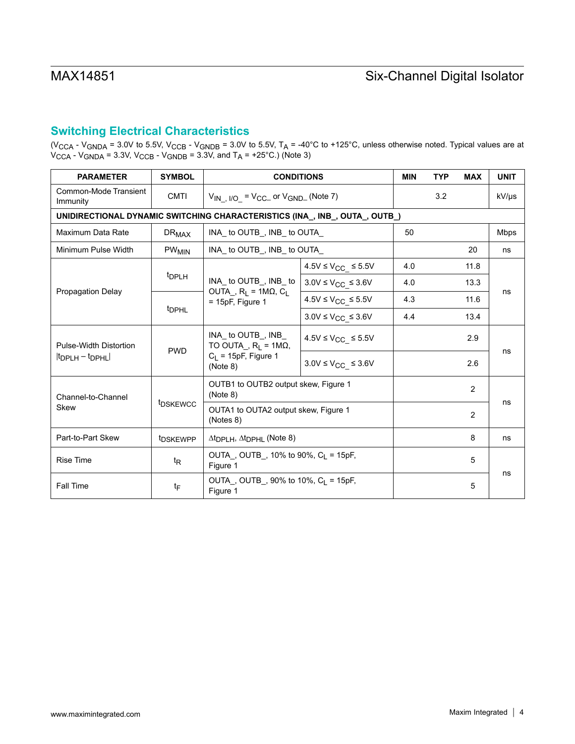## Switching Electrical Characteristics

($V_{CCA}$ - $V_{GNDA}$ = 3.0V to 5.5V, $V_{CCB}$ - $V_{GNDB}$ = 3.0V to 5.5V, $T_A$ = -40°C to +125°C, unless otherwise noted. Typical values are at $V_{CCA}$ - $V_{GNDA}$ = 3.3V, $V_{CCB}$ - $V_{GNDB}$ = 3.3V, and $T_A$ = +25°C.) (Note 3)

| PARAMETER | SYMBOL | CONDITIONS | | MIN | TYP | MAX | UNIT |
|---|---|---|---|---|---|---|---|
| Common-Mode Transient Immunity | CMTI | $V_{IN\_, I/O\_}$ = $V_{CC\_}$ or $V_{GND\_}$ (Note 7) | | | 3.2 | | kV/µs |
| **UNIDIRECTIONAL DYNAMIC SWITCHING CHARACTERISTICS (INA_, INB_, OUTA_, OUTB_)** | | | | | | | |
| Maximum Data Rate | $DR_{MAX}$ | INA_ to OUTB_, INB_ to OUTA_ | | 50 | | | Mbps |
| Minimum Pulse Width | $PW_{MIN}$ | INA_ to OUTB_, INB_ to OUTA_ | | | | 20 | ns |
| Propagation Delay | $t_{DPLH}$ | INA_ to OUTB_, INB_ to OUTA_, $R_L$ = 1MΩ, $C_L$ = 15pF, Figure 1 | 4.5V ≤ $V_{CC\_}$ ≤ 5.5V | 4.0 | | 11.8 | ns |
| | | | 3.0V ≤ $V_{CC\_}$ ≤ 3.6V | 4.0 | | 13.3 | |
| | $t_{DPHL}$ | | 4.5V ≤ $V_{CC\_}$ ≤ 5.5V | 4.3 | | 11.6 | |
| | | | 3.0V ≤ $V_{CC\_}$ ≤ 3.6V | 4.4 | | 13.4 | |
| Pulse-Width Distortion $\|t_{DPLH} - t_{DPHL}\|$ | PWD | INA_ to OUTB_, INB_ TO OUTA_, $R_L$ = 1MΩ, $C_L$ = 15pF, Figure 1 (Note 8) | 4.5V ≤ $V_{CC\_}$ ≤ 5.5V | | | 2.9 | ns |
| | | | 3.0V ≤ $V_{CC\_}$ ≤ 3.6V | | | 2.6 | |
| Channel-to-Channel Skew | $t_{DSKEWCC}$ | OUTB1 to OUTB2 output skew, Figure 1 (Note 8) | | | | 2 | ns |
| | | OUTA1 to OUTA2 output skew, Figure 1 (Notes 8) | | | | 2 | |
| Part-to-Part Skew | $t_{DSKEWPP}$ | $\Delta t_{DPLH}$, $\Delta t_{DPHL}$ (Note 8) | | | | 8 | ns |
| Rise Time | $t_R$ | OUTA_, OUTB_, 10% to 90%, $C_L$ = 15pF, Figure 1 | | | | 5 | ns |
| Fall Time | $t_F$ | OUTA_, OUTB_, 90% to 10%, $C_L$ = 15pF, Figure 1 | | | | 5 | |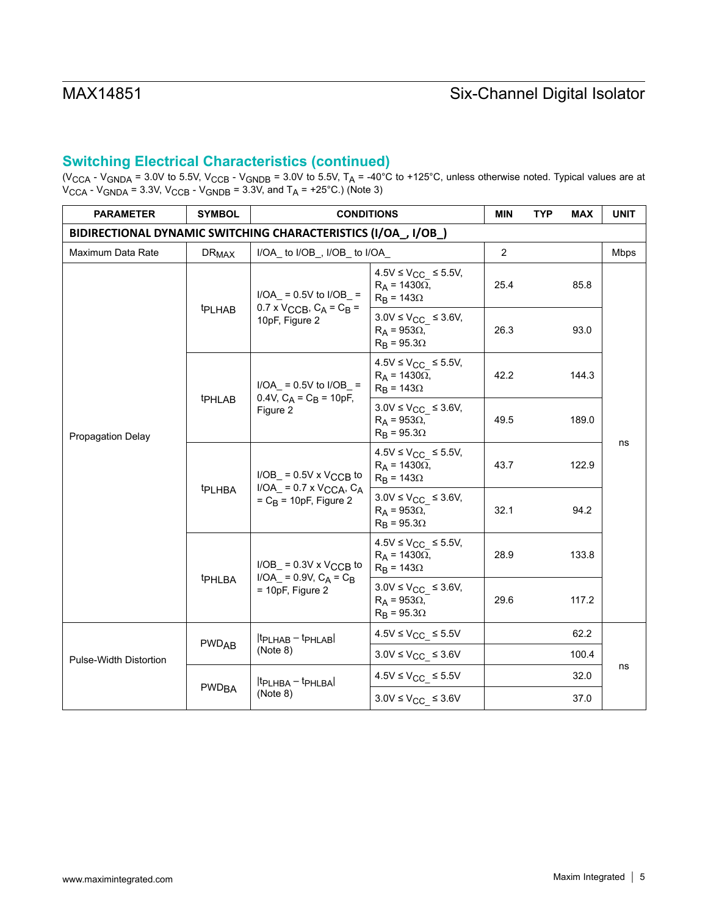## Switching Electrical Characteristics (continued)

($V_{CCA}$ - $V_{GNDA}$ = 3.0V to 5.5V, $V_{CCB}$ - $V_{GNDB}$ = 3.0V to 5.5V, $T_A$ = -40°C to +125°C, unless otherwise noted. Typical values are at $V_{CCA}$ - $V_{GNDA}$ = 3.3V, $V_{CCB}$ - $V_{GNDB}$ = 3.3V, and $T_A$ = +25°C.) (Note 3)

| PARAMETER | SYMBOL | CONDITIONS | | MIN | TYP | MAX | UNIT |
|---|---|---|---|---|---|---|---|
| **BIDIRECTIONAL DYNAMIC SWITCHING CHARACTERISTICS (I/OA_, I/OB_)** | | | | | | | |
| Maximum Data Rate | $DR_{MAX}$ | I/OA_ to I/OB_, I/OB_ to I/OA_ | | 2 | | | Mbps |
| Propagation Delay | $t_{PLHAB}$ | I/OA_ = 0.5V to I/OB_ = 0.7 x $V_{CCB}$, $C_A$ = $C_B$ = 10pF, Figure 2 | 4.5V ≤ $V_{CC\_}$ ≤ 5.5V, $R_A$ = 1430Ω, $R_B$ = 143Ω | 25.4 | | 85.8 | ns |
| | | | 3.0V ≤ $V_{CC\_}$ ≤ 3.6V, $R_A$ = 953Ω, $R_B$ = 95.3Ω | 26.3 | | 93.0 | |
| | $t_{PHLAB}$ | I/OA_ = 0.5V to I/OB_ = 0.4V, $C_A$ = $C_B$ = 10pF, Figure 2 | 4.5V ≤ $V_{CC\_}$ ≤ 5.5V, $R_A$ = 1430Ω, $R_B$ = 143Ω | 42.2 | | 144.3 | |
| | | | 3.0V ≤ $V_{CC\_}$ ≤ 3.6V, $R_A$ = 953Ω, $R_B$ = 95.3Ω | 49.5 | | 189.0 | |
| | $t_{PLHBA}$ | I/OB_ = 0.5V x $V_{CCB}$ to I/OA_ = 0.7 x $V_{CCA}$, $C_A$ = $C_B$ = 10pF, Figure 2 | 4.5V ≤ $V_{CC\_}$ ≤ 5.5V, $R_A$ = 1430Ω, $R_B$ = 143Ω | 43.7 | | 122.9 | |
| | | | 3.0V ≤ $V_{CC\_}$ ≤ 3.6V, $R_A$ = 953Ω, $R_B$ = 95.3Ω | 32.1 | | 94.2 | |
| | $t_{PHLBA}$ | I/OB_ = 0.3V x $V_{CCB}$ to I/OA_ = 0.9V, $C_A$ = $C_B$ = 10pF, Figure 2 | 4.5V ≤ $V_{CC\_}$ ≤ 5.5V, $R_A$ = 1430Ω, $R_B$ = 143Ω | 28.9 | | 133.8 | |
| | | | 3.0V ≤ $V_{CC\_}$ ≤ 3.6V, $R_A$ = 953Ω, $R_B$ = 95.3Ω | 29.6 | | 117.2 | |
| Pulse-Width Distortion | $PWD_{AB}$ | $\lvert t_{PLHAB} - t_{PHLAB} \rvert$ (Note 8) | 4.5V ≤ $V_{CC\_}$ ≤ 5.5V | | | 62.2 | ns |
| | | | 3.0V ≤ $V_{CC\_}$ ≤ 3.6V | | | 100.4 | |
| | $PWD_{BA}$ | $\lvert t_{PLHBA} - t_{PHLBA} \rvert$ (Note 8) | 4.5V ≤ $V_{CC\_}$ ≤ 5.5V | | | 32.0 | |
| | | | 3.0V ≤ $V_{CC\_}$ ≤ 3.6V | | | 37.0 | |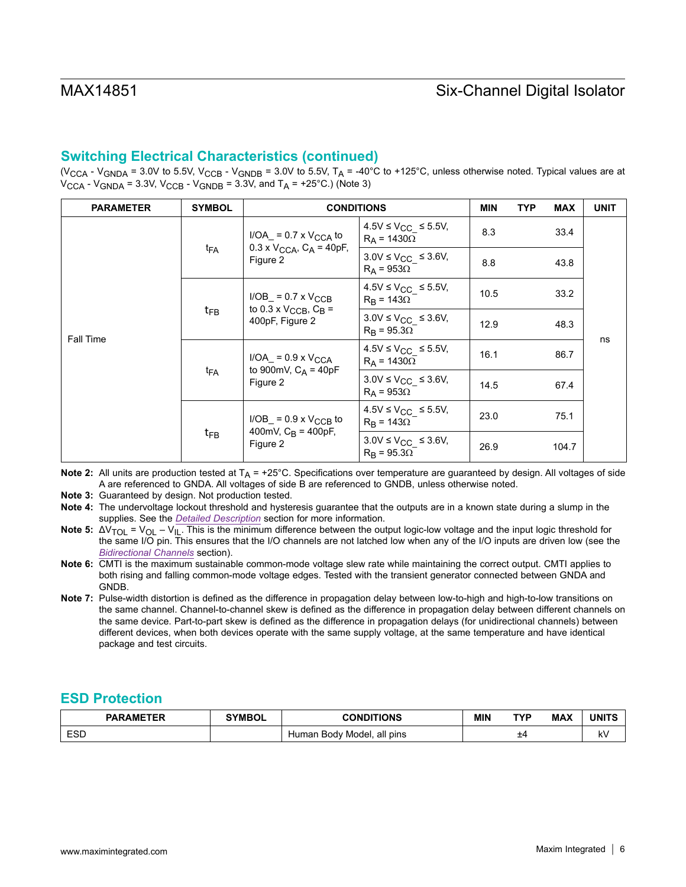## Switching Electrical Characteristics (continued)

($V_{CCA}$ - $V_{GNDA}$ = 3.0V to 5.5V, $V_{CCB}$ - $V_{GNDB}$ = 3.0V to 5.5V, $T_A$ = -40°C to +125°C, unless otherwise noted. Typical values are at $V_{CCA}$ - $V_{GNDA}$ = 3.3V, $V_{CCB}$ - $V_{GNDB}$ = 3.3V, and $T_A$ = +25°C.) (Note 3)

| PARAMETER | SYMBOL | CONDITIONS | | MIN | TYP | MAX | UNIT |
|---|---|---|---|---|---|---|---|
| Fall Time | $t_{FA}$ | I/OA_ = 0.7 x $V_{CCA}$ to 0.3 x $V_{CCA}$, $C_A$ = 40pF, Figure 2 | 4.5V ≤ $V_{CC\_}$ ≤ 5.5V, $R_A$ = 1430Ω | 8.3 | | 33.4 | ns |
| | | | 3.0V ≤ $V_{CC\_}$ ≤ 3.6V, $R_A$ = 953Ω | 8.8 | | 43.8 | |
| | $t_{FB}$ | I/OB_ = 0.7 x $V_{CCB}$ to 0.3 x $V_{CCB}$, $C_B$ = 400pF, Figure 2 | 4.5V ≤ $V_{CC\_}$ ≤ 5.5V, $R_B$ = 143Ω | 10.5 | | 33.2 | |
| | | | 3.0V ≤ $V_{CC\_}$ ≤ 3.6V, $R_B$ = 95.3Ω | 12.9 | | 48.3 | |
| | $t_{FA}$ | I/OA_ = 0.9 x $V_{CCA}$ to 900mV, $C_A$ = 40pF Figure 2 | 4.5V ≤ $V_{CC\_}$ ≤ 5.5V, $R_A$ = 1430Ω | 16.1 | | 86.7 | |
| | | | 3.0V ≤ $V_{CC\_}$ ≤ 3.6V, $R_A$ = 953Ω | 14.5 | | 67.4 | |
| | $t_{FB}$ | I/OB_ = 0.9 x $V_{CCB}$ to 400mV, $C_B$ = 400pF, Figure 2 | 4.5V ≤ $V_{CC\_}$ ≤ 5.5V, $R_B$ = 143Ω | 23.0 | | 75.1 | |
| | | | 3.0V ≤ $V_{CC\_}$ ≤ 3.6V, $R_B$ = 95.3Ω | 26.9 | | 104.7 | |

**Note 2:** All units are production tested at $T_A$ = +25°C. Specifications over temperature are guaranteed by design. All voltages of side A are referenced to GNDA. All voltages of side B are referenced to GNDB, unless otherwise noted.

**Note 3:** Guaranteed by design. Not production tested.

**Note 4:** The undervoltage lockout threshold and hysteresis guarantee that the outputs are in a known state during a slump in the supplies. See the *Detailed Description* section for more information.

**Note 5:** $\Delta V_{TOL} = V_{OL} - V_{IL}$. This is the minimum difference between the output logic-low voltage and the input logic threshold for the same I/O pin. This ensures that the I/O channels are not latched low when any of the I/O inputs are driven low (see the *Bidirectional Channels* section).

**Note 6:** CMTI is the maximum sustainable common-mode voltage slew rate while maintaining the correct output. CMTI applies to both rising and falling common-mode voltage edges. Tested with the transient generator connected between GNDA and GNDB.

**Note 7:** Pulse-width distortion is defined as the difference in propagation delay between low-to-high and high-to-low transitions on the same channel. Channel-to-channel skew is defined as the difference in propagation delay between different channels on the same device. Part-to-part skew is defined as the difference in propagation delays (for unidirectional channels) between different devices, when both devices operate with the same supply voltage, at the same temperature and have identical package and test circuits.

## ESD Protection

| PARAMETER | SYMBOL | CONDITIONS | MIN | TYP | MAX | UNITS |
|---|---|---|---|---|---|---|
| ESD | | Human Body Model, all pins | | ±4 | | kV |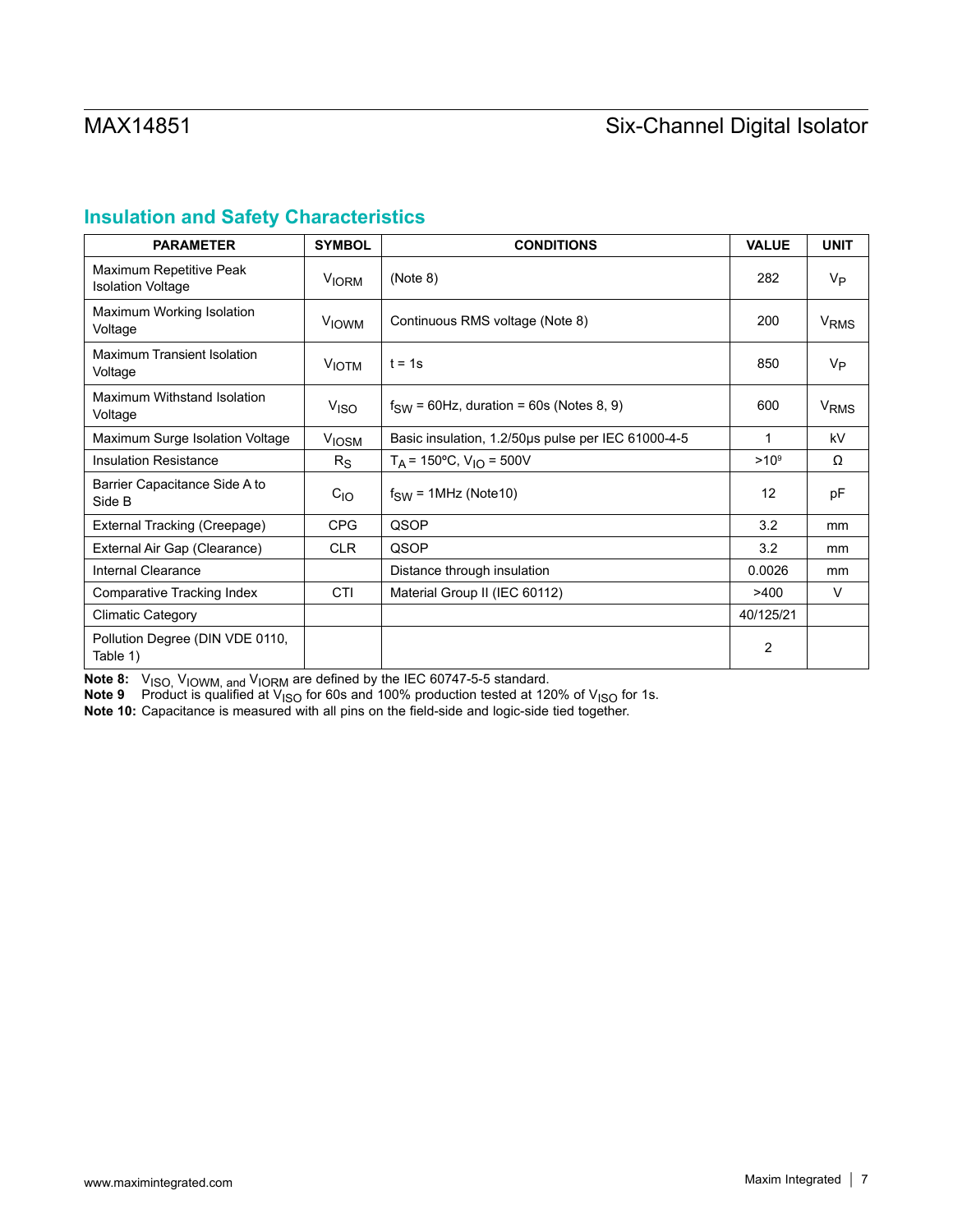## Insulation and Safety Characteristics

| PARAMETER | SYMBOL | CONDITIONS | VALUE | UNIT |
|---|---|---|---|---|
| Maximum Repetitive Peak Isolation Voltage | $V_{IORM}$ | (Note 8) | 282 | $V_P$ |
| Maximum Working Isolation Voltage | $V_{IOWM}$ | Continuous RMS voltage (Note 8) | 200 | $V_{RMS}$ |
| Maximum Transient Isolation Voltage | $V_{IOTM}$ | t = 1s | 850 | $V_P$ |
| Maximum Withstand Isolation Voltage | $V_{ISO}$ | $f_{SW}$ = 60Hz, duration = 60s (Notes 8, 9) | 600 | $V_{RMS}$ |
| Maximum Surge Isolation Voltage | $V_{IOSM}$ | Basic insulation, 1.2/50µs pulse per IEC 61000-4-5 | 1 | kV |
| Insulation Resistance | $R_S$ | $T_A$ = 150ºC, $V_{IO}$ = 500V | $>10^9$ | Ω |
| Barrier Capacitance Side A to Side B | $C_{IO}$ | $f_{SW}$ = 1MHz (Note10) | 12 | pF |
| External Tracking (Creepage) | CPG | QSOP | 3.2 | mm |
| External Air Gap (Clearance) | CLR | QSOP | 3.2 | mm |
| Internal Clearance | | Distance through insulation | 0.0026 | mm |
| Comparative Tracking Index | CTI | Material Group II (IEC 60112) | >400 | V |
| Climatic Category | | | 40/125/21 | |
| Pollution Degree (DIN VDE 0110, Table 1) | | | 2 | |

**Note 8:** $V_{ISO}$, $V_{IOWM}$, and $V_{IORM}$ are defined by the IEC 60747-5-5 standard.

**Note 9** Product is qualified at $V_{ISO}$ for 60s and 100% production tested at 120% of $V_{ISO}$ for 1s.

**Note 10:** Capacitance is measured with all pins on the field-side and logic-side tied together.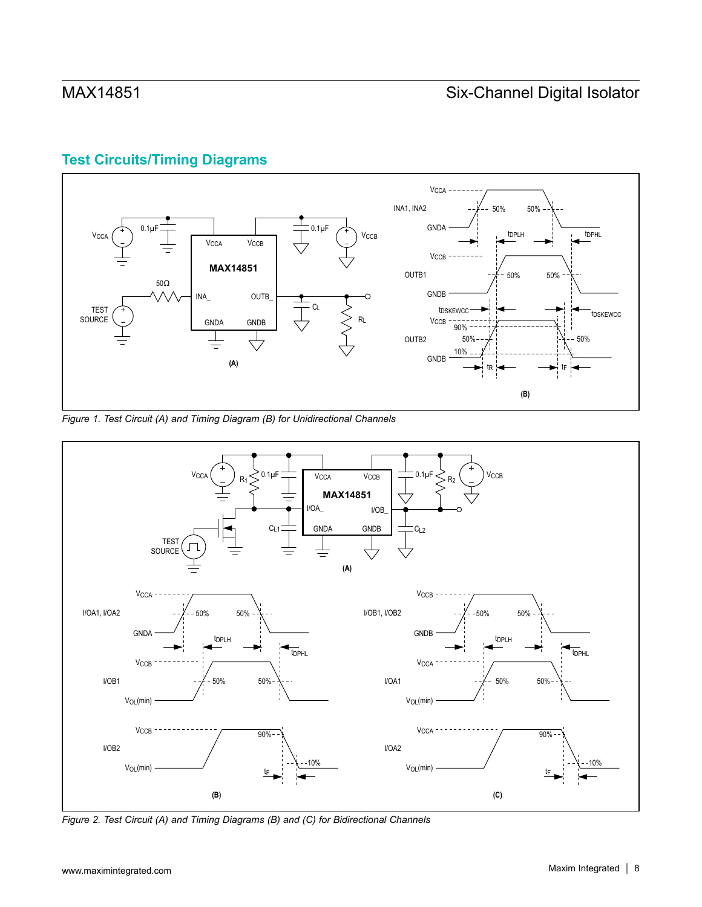## Test Circuits/Timing Diagrams

Figure 1. Test Circuit (A) and Timing Diagram (B) for Unidirectional Channels

Figure 2. Test Circuit (A) and Timing Diagrams (B) and (C) for Bidirectional Channels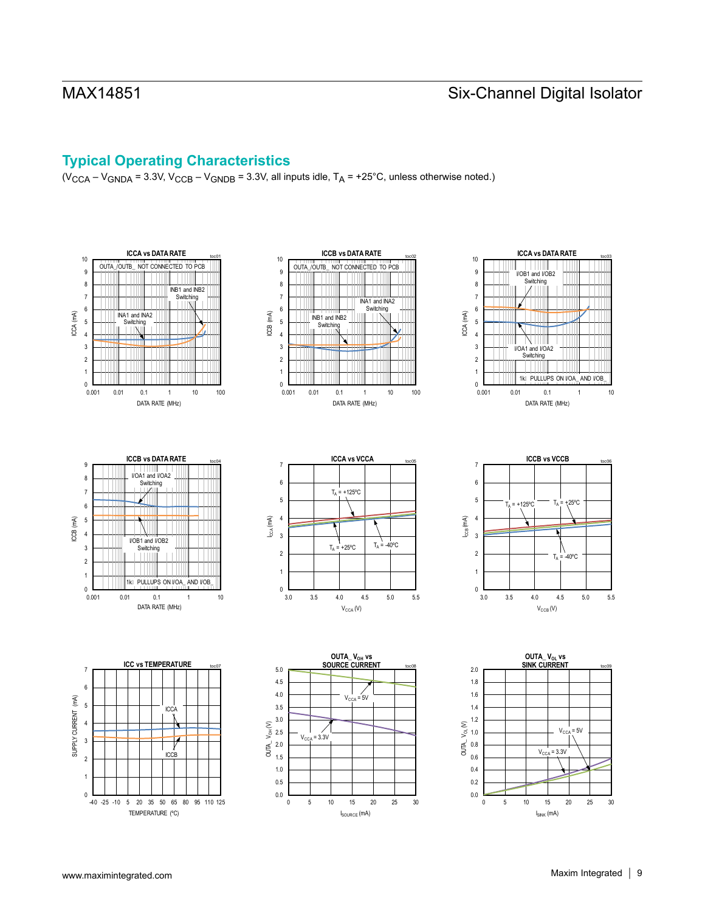## Typical Operating Characteristics

($V_{CCA} – V_{GNDA}$ = 3.3V, $V_{CCB} – V_{GNDB}$ = 3.3V, all inputs idle, $T_A$ = +25°C, unless otherwise noted.)

ICCA vs DATA RATE (toc01)

ICCB vs DATA RATE (toc02)

ICCA vs DATA RATE (toc03)

ICCB vs DATA RATE (toc04)

ICCA vs VCCA (toc05)

ICCB vs VCCB (toc06)

ICC vs TEMPERATURE (toc07)

OUTA_ $V_{OH}$ vs SOURCE CURRENT (toc08)

OUTA_ $V_{OL}$ vs SINK CURRENT (toc09)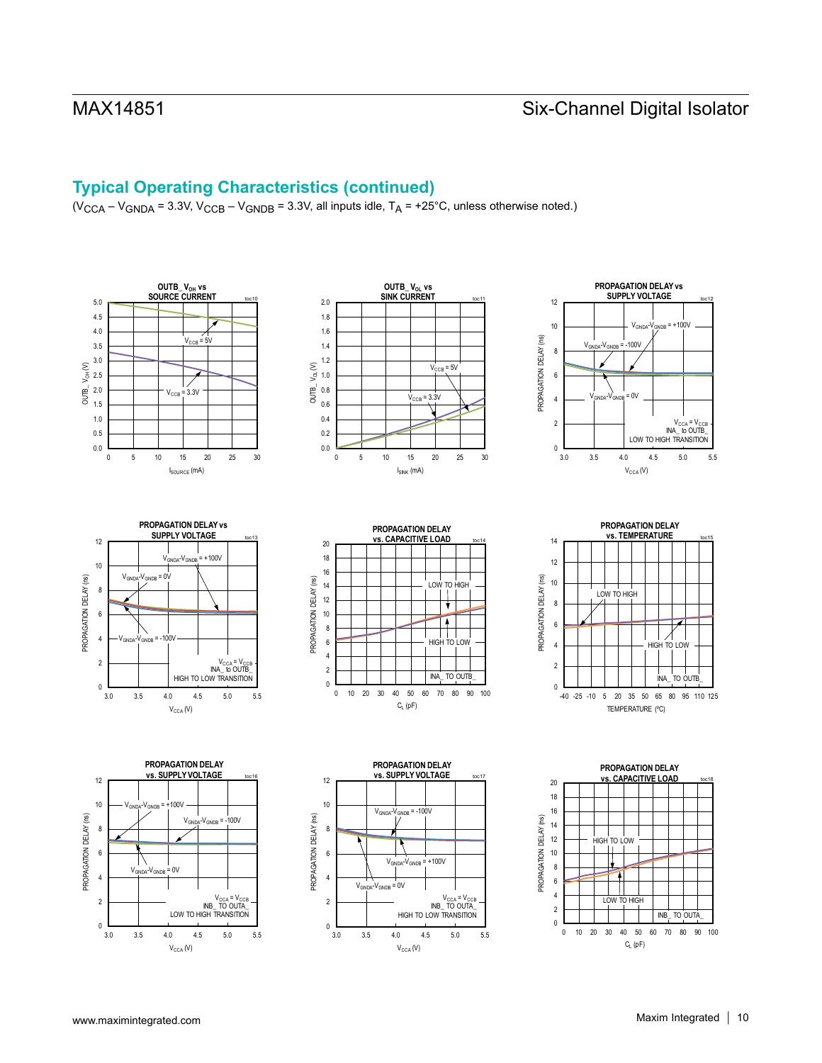## Typical Operating Characteristics (continued)

($V_{CCA}$ – $V_{GNDA}$ = 3.3V, $V_{CCB}$ – $V_{GNDB}$ = 3.3V, all inputs idle, $T_A$ = +25°C, unless otherwise noted.)

**OUTB_ $V_{OH}$ vs SOURCE CURRENT** (toc10)

$V_{CCB}$ = 5V

$V_{CCB}$ = 3.3V

**OUTB_ $V_{OL}$ vs SINK CURRENT** (toc11)

$V_{CCB}$ = 5V

$V_{CCB}$ = 3.3V

**PROPAGATION DELAY vs SUPPLY VOLTAGE** (toc12)

$V_{GNDA}$-$V_{GNDB}$ = +100V

$V_{GNDA}$-$V_{GNDB}$ = -100V

$V_{GNDA}$-$V_{GNDB}$ = 0V

$V_{CCA}$ = $V_{CCB}$, INA_ to OUTB_, LOW TO HIGH TRANSITION

**PROPAGATION DELAY vs SUPPLY VOLTAGE** (toc13)

$V_{GNDA}$-$V_{GNDB}$ = +100V

$V_{GNDA}$-$V_{GNDB}$ = 0V

$V_{GNDA}$-$V_{GNDB}$ = -100V

$V_{CCA}$ = $V_{CCB}$, INA_ to OUTB_, HIGH TO LOW TRANSITION

**PROPAGATION DELAY vs. CAPACITIVE LOAD** (toc14)

LOW TO HIGH

HIGH TO LOW

INA_ TO OUTB_

**PROPAGATION DELAY vs. TEMPERATURE** (toc15)

LOW TO HIGH

HIGH TO LOW

INA_ TO OUTB_

**PROPAGATION DELAY vs. SUPPLY VOLTAGE** (toc16)

$V_{GNDA}$-$V_{GNDB}$ = +100V

$V_{GNDA}$-$V_{GNDB}$ = -100V

$V_{GNDA}$-$V_{GNDB}$ = 0V

$V_{CCA}$ = $V_{CCB}$, INB_ TO OUTA_, LOW TO HIGH TRANSITION

**PROPAGATION DELAY vs. SUPPLY VOLTAGE** (toc17)

$V_{GNDA}$-$V_{GNDB}$ = -100V

$V_{GNDA}$-$V_{GNDB}$ = +100V

$V_{GNDA}$-$V_{GNDB}$ = 0V

$V_{CCA}$ = $V_{CCB}$, INB_ TO OUTA_, HIGH TO LOW TRANSITION

**PROPAGATION DELAY vs. CAPACITIVE LOAD** (toc18)

HIGH TO LOW

LOW TO HIGH

INB_ TO OUTA_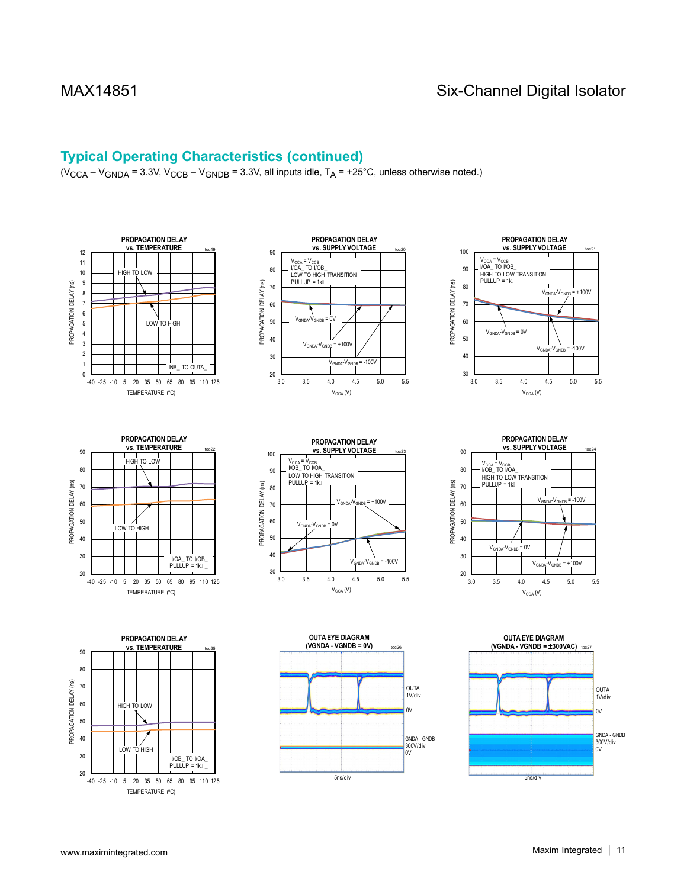## Typical Operating Characteristics (continued)

($V_{CCA} – V_{GNDA}$ = 3.3V, $V_{CCB} – V_{GNDB}$ = 3.3V, all inputs idle, $T_A$ = +25°C, unless otherwise noted.)

**PROPAGATION DELAY vs. TEMPERATURE** (toc19)
HIGH TO LOW; LOW TO HIGH; INB_ TO OUTA_
PROPAGATION DELAY (ns); TEMPERATURE (ºC)

**PROPAGATION DELAY vs. SUPPLY VOLTAGE** (toc20)
$V_{CCA} = V_{CCB}$, I/OA_ TO I/OB_, LOW TO HIGH TRANSITION, PULLUP = 1kΩ
$V_{GNDA}-V_{GNDB}$ = 0V; $V_{GNDA}-V_{GNDB}$ = +100V; $V_{GNDA}-V_{GNDB}$ = -100V
PROPAGATION DELAY (ns); $V_{CCA}$ (V)

**PROPAGATION DELAY vs. SUPPLY VOLTAGE** (toc21)
$V_{CCA} = V_{CCB}$, I/OA_ TO I/OB_, HIGH TO LOW TRANSITION, PULLUP = 1kΩ
$V_{GNDA}-V_{GNDB}$ = +100V; $V_{GNDA}-V_{GNDB}$ = 0V; $V_{GNDA}-V_{GNDB}$ = -100V
PROPAGATION DELAY (ns); $V_{CCA}$ (V)

**PROPAGATION DELAY vs. TEMPERATURE** (toc22)
HIGH TO LOW; LOW TO HIGH; I/OA_ TO I/OB_, PULLUP = 1kΩ
PROPAGATION DELAY (ns); TEMPERATURE (ºC)

**PROPAGATION DELAY vs. SUPPLY VOLTAGE** (toc23)
$V_{CCA} = V_{CCB}$, I/OB_ TO I/OA_, LOW TO HIGH TRANSITION, PULLUP = 1kΩ
$V_{GNDA}-V_{GNDB}$ = +100V; $V_{GNDA}-V_{GNDB}$ = 0V; $V_{GNDA}-V_{GNDB}$ = -100V
PROPAGATION DELAY (ns); $V_{CCA}$ (V)

**PROPAGATION DELAY vs. SUPPLY VOLTAGE** (toc24)
$V_{CCA} = V_{CCB}$, I/OB_ TO I/OA_, HIGH TO LOW TRANSITION, PULLUP = 1kΩ
$V_{GNDA}-V_{GNDB}$ = -100V; $V_{GNDA}-V_{GNDB}$ = 0V; $V_{GNDA}-V_{GNDB}$ = +100V
PROPAGATION DELAY (ns); $V_{CCA}$ (V)

**PROPAGATION DELAY vs. TEMPERATURE** (toc25)
HIGH TO LOW; LOW TO HIGH; I/OB_ TO I/OA_, PULLUP = 1kΩ
PROPAGATION DELAY (ns); TEMPERATURE (ºC)

**OUTA EYE DIAGRAM (VGNDA - VGNDB = 0V)** (toc26)
OUTA 1V/div; 0V; GNDA - GNDB 300V/div; 0V; 5ns/div

**OUTA EYE DIAGRAM (VGNDA - VGNDB = ±300VAC)** (toc27)
OUTA 1V/div; 0V; GNDA - GNDB 300V/div; 0V; 5ns/div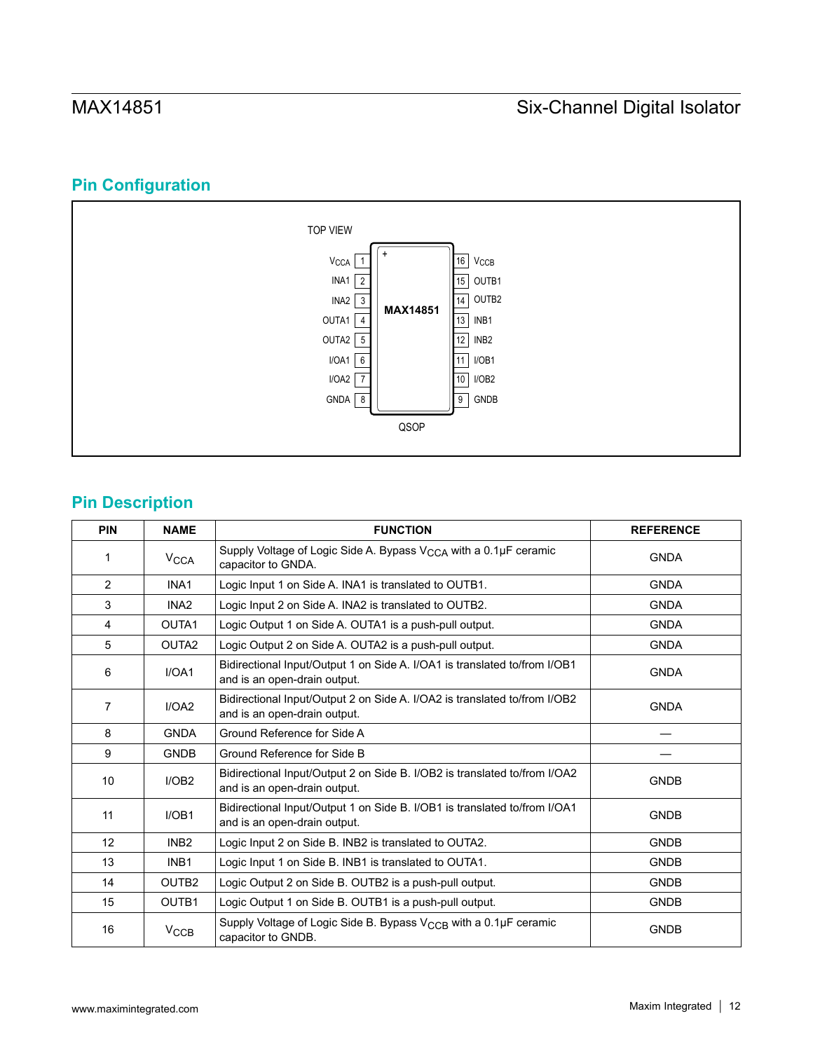## Pin Configuration

TOP VIEW

| Pin | Name | | Name | Pin |
|---|---|---|---|---|
| 1 | $V_{CCA}$ | MAX14851 | $V_{CCB}$ | 16 |
| 2 | INA1 | | OUTB1 | 15 |
| 3 | INA2 | | OUTB2 | 14 |
| 4 | OUTA1 | | INB1 | 13 |
| 5 | OUTA2 | | INB2 | 12 |
| 6 | I/OA1 | | I/OB1 | 11 |
| 7 | I/OA2 | | I/OB2 | 10 |
| 8 | GNDA | | GNDB | 9 |

QSOP

## Pin Description

| PIN | NAME | FUNCTION | REFERENCE |
|---|---|---|---|
| 1 | $V_{CCA}$ | Supply Voltage of Logic Side A. Bypass $V_{CCA}$ with a 0.1µF ceramic capacitor to GNDA. | GNDA |
| 2 | INA1 | Logic Input 1 on Side A. INA1 is translated to OUTB1. | GNDA |
| 3 | INA2 | Logic Input 2 on Side A. INA2 is translated to OUTB2. | GNDA |
| 4 | OUTA1 | Logic Output 1 on Side A. OUTA1 is a push-pull output. | GNDA |
| 5 | OUTA2 | Logic Output 2 on Side A. OUTA2 is a push-pull output. | GNDA |
| 6 | I/OA1 | Bidirectional Input/Output 1 on Side A. I/OA1 is translated to/from I/OB1 and is an open-drain output. | GNDA |
| 7 | I/OA2 | Bidirectional Input/Output 2 on Side A. I/OA2 is translated to/from I/OB2 and is an open-drain output. | GNDA |
| 8 | GNDA | Ground Reference for Side A | — |
| 9 | GNDB | Ground Reference for Side B | — |
| 10 | I/OB2 | Bidirectional Input/Output 2 on Side B. I/OB2 is translated to/from I/OA2 and is an open-drain output. | GNDB |
| 11 | I/OB1 | Bidirectional Input/Output 1 on Side B. I/OB1 is translated to/from I/OA1 and is an open-drain output. | GNDB |
| 12 | INB2 | Logic Input 2 on Side B. INB2 is translated to OUTA2. | GNDB |
| 13 | INB1 | Logic Input 1 on Side B. INB1 is translated to OUTA1. | GNDB |
| 14 | OUTB2 | Logic Output 2 on Side B. OUTB2 is a push-pull output. | GNDB |
| 15 | OUTB1 | Logic Output 1 on Side B. OUTB1 is a push-pull output. | GNDB |
| 16 | $V_{CCB}$ | Supply Voltage of Logic Side B. Bypass $V_{CCB}$ with a 0.1µF ceramic capacitor to GNDB. | GNDB |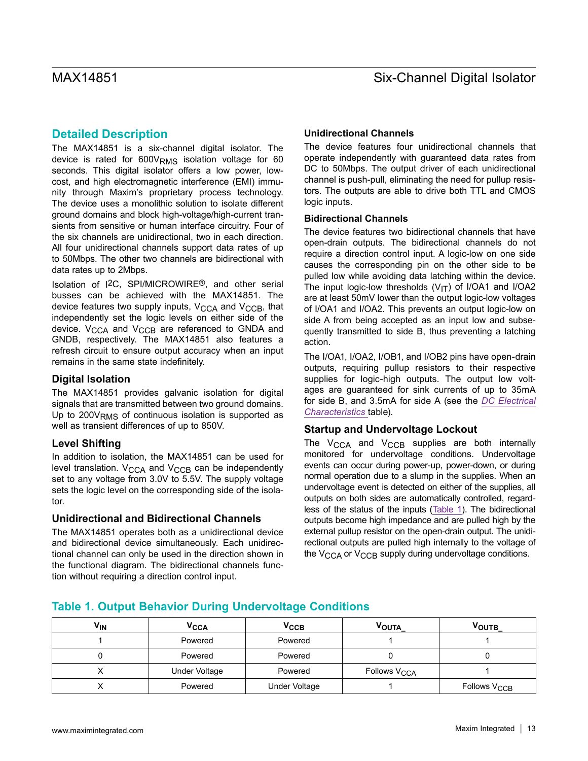## Detailed Description

The MAX14851 is a six-channel digital isolator. The device is rated for $600V_{RMS}$ isolation voltage for 60 seconds. This digital isolator offers a low power, low-cost, and high electromagnetic interference (EMI) immunity through Maxim's proprietary process technology. The device uses a monolithic solution to isolate different ground domains and block high-voltage/high-current transients from sensitive or human interface circuitry. Four of the six channels are unidirectional, two in each direction. All four unidirectional channels support data rates of up to 50Mbps. The other two channels are bidirectional with data rates up to 2Mbps.

Isolation of I2C, SPI/MICROWIRE®, and other serial busses can be achieved with the MAX14851. The device features two supply inputs, $V_{CCA}$ and $V_{CCB}$, that independently set the logic levels on either side of the device. $V_{CCA}$ and $V_{CCB}$ are referenced to GNDA and GNDB, respectively. The MAX14851 also features a refresh circuit to ensure output accuracy when an input remains in the same state indefinitely.

### Digital Isolation

The MAX14851 provides galvanic isolation for digital signals that are transmitted between two ground domains. Up to $200V_{RMS}$ of continuous isolation is supported as well as transient differences of up to 850V.

### Level Shifting

In addition to isolation, the MAX14851 can be used for level translation. $V_{CCA}$ and $V_{CCB}$ can be independently set to any voltage from 3.0V to 5.5V. The supply voltage sets the logic level on the corresponding side of the isolator.

### Unidirectional and Bidirectional Channels

The MAX14851 operates both as a unidirectional device and bidirectional device simultaneously. Each unidirectional channel can only be used in the direction shown in the functional diagram. The bidirectional channels function without requiring a direction control input.

#### Unidirectional Channels

The device features four unidirectional channels that operate independently with guaranteed data rates from DC to 50Mbps. The output driver of each unidirectional channel is push-pull, eliminating the need for pullup resistors. The outputs are able to drive both TTL and CMOS logic inputs.

#### Bidirectional Channels

The device features two bidirectional channels that have open-drain outputs. The bidirectional channels do not require a direction control input. A logic-low on one side causes the corresponding pin on the other side to be pulled low while avoiding data latching within the device. The input logic-low thresholds ($V_{IT}$) of I/OA1 and I/OA2 are at least 50mV lower than the output logic-low voltages of I/OA1 and I/OA2. This prevents an output logic-low on side A from being accepted as an input low and subsequently transmitted to side B, thus preventing a latching action.

The I/OA1, I/OA2, I/OB1, and I/OB2 pins have open-drain outputs, requiring pullup resistors to their respective supplies for logic-high outputs. The output low voltages are guaranteed for sink currents of up to 35mA for side B, and 3.5mA for side A (see the *DC Electrical Characteristics* table).

### Startup and Undervoltage Lockout

The $V_{CCA}$ and $V_{CCB}$ supplies are both internally monitored for undervoltage conditions. Undervoltage events can occur during power-up, power-down, or during normal operation due to a slump in the supplies. When an undervoltage event is detected on either of the supplies, all outputs on both sides are automatically controlled, regardless of the status of the inputs (Table 1). The bidirectional outputs become high impedance and are pulled high by the external pullup resistor on the open-drain output. The unidirectional outputs are pulled high internally to the voltage of the $V_{CCA}$ or $V_{CCB}$ supply during undervoltage conditions.

## Table 1. Output Behavior During Undervoltage Conditions

| $V_{IN}$ | $V_{CCA}$ | $V_{CCB}$ | $V_{OUTA\_}$ | $V_{OUTB\_}$ |
|---|---|---|---|---|
| 1 | Powered | Powered | 1 | 1 |
| 0 | Powered | Powered | 0 | 0 |
| X | Under Voltage | Powered | Follows $V_{CCA}$ | 1 |
| X | Powered | Under Voltage | 1 | Follows $V_{CCB}$ |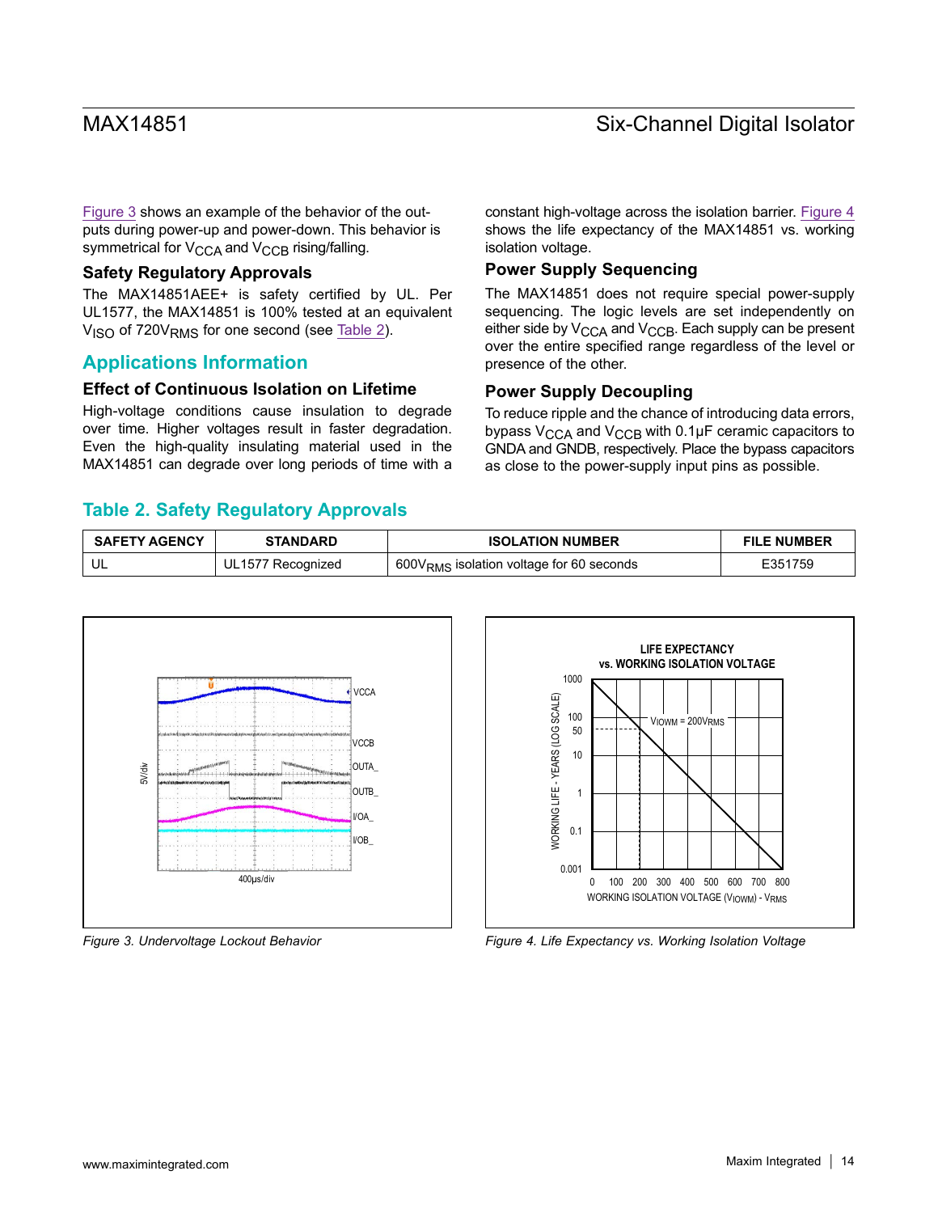Figure 3 shows an example of the behavior of the outputs during power-up and power-down. This behavior is symmetrical for $V_{CCA}$ and $V_{CCB}$ rising/falling.

### Safety Regulatory Approvals

The MAX14851AEE+ is safety certified by UL. Per UL1577, the MAX14851 is 100% tested at an equivalent $V_{ISO}$ of $720V_{RMS}$ for one second (see Table 2).

## Applications Information

### Effect of Continuous Isolation on Lifetime

High-voltage conditions cause insulation to degrade over time. Higher voltages result in faster degradation. Even the high-quality insulating material used in the MAX14851 can degrade over long periods of time with a constant high-voltage across the isolation barrier. Figure 4 shows the life expectancy of the MAX14851 vs. working isolation voltage.

### Power Supply Sequencing

The MAX14851 does not require special power-supply sequencing. The logic levels are set independently on either side by $V_{CCA}$ and $V_{CCB}$. Each supply can be present over the entire specified range regardless of the level or presence of the other.

### Power Supply Decoupling

To reduce ripple and the chance of introducing data errors, bypass $V_{CCA}$ and $V_{CCB}$ with 0.1µF ceramic capacitors to GNDA and GNDB, respectively. Place the bypass capacitors as close to the power-supply input pins as possible.

## Table 2. Safety Regulatory Approvals

| SAFETY AGENCY | STANDARD | ISOLATION NUMBER | FILE NUMBER |
|---|---|---|---|
| UL | UL1577 Recognized | $600V_{RMS}$ isolation voltage for 60 seconds | E351759 |

*Figure 3. Undervoltage Lockout Behavior*

*Figure 4. Life Expectancy vs. Working Isolation Voltage*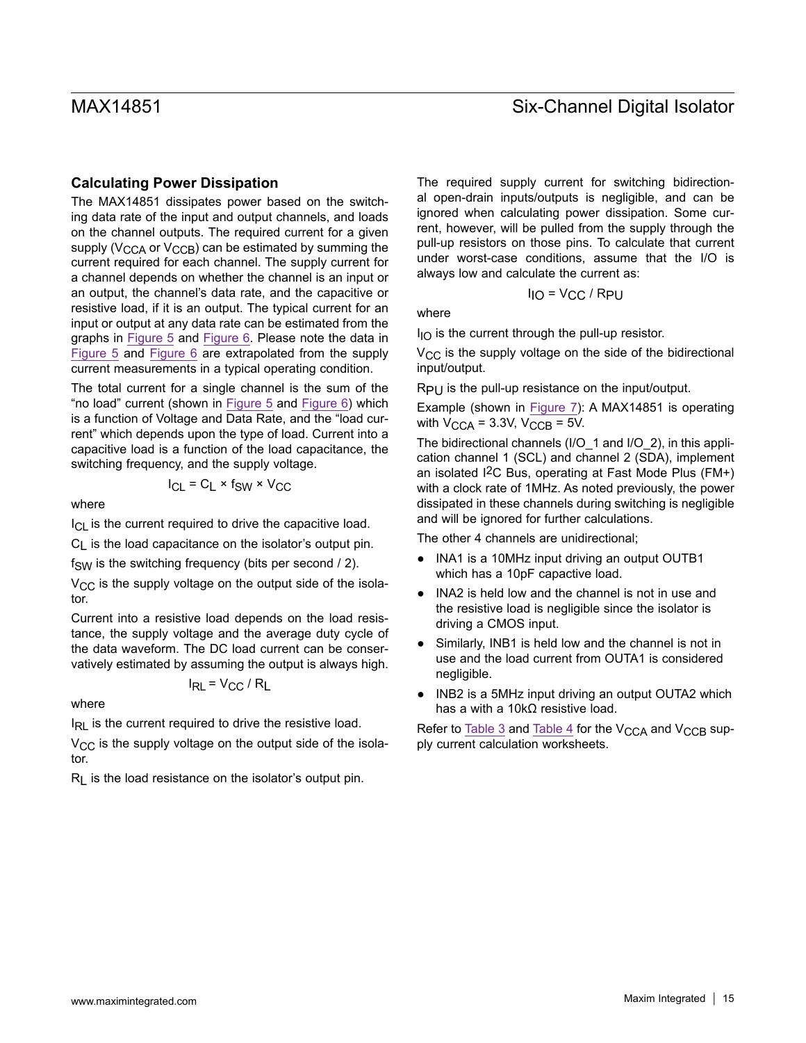### Calculating Power Dissipation

The MAX14851 dissipates power based on the switching data rate of the input and output channels, and loads on the channel outputs. The required current for a given supply ($V_{CCA}$ or $V_{CCB}$) can be estimated by summing the current required for each channel. The supply current for a channel depends on whether the channel is an input or an output, the channel's data rate, and the capacitive or resistive load, if it is an output. The typical current for an input or output at any data rate can be estimated from the graphs in Figure 5 and Figure 6. Please note the data in Figure 5 and Figure 6 are extrapolated from the supply current measurements in a typical operating condition.

The total current for a single channel is the sum of the "no load" current (shown in Figure 5 and Figure 6) which is a function of Voltage and Data Rate, and the "load current" which depends upon the type of load. Current into a capacitive load is a function of the load capacitance, the switching frequency, and the supply voltage.

$$I_{CL} = C_L \times f_{SW} \times V_{CC}$$

where

$I_{CL}$ is the current required to drive the capacitive load.

$C_L$ is the load capacitance on the isolator's output pin.

$f_{SW}$ is the switching frequency (bits per second / 2).

$V_{CC}$ is the supply voltage on the output side of the isolator.

Current into a resistive load depends on the load resistance, the supply voltage and the average duty cycle of the data waveform. The DC load current can be conservatively estimated by assuming the output is always high.

$$I_{RL} = V_{CC} / R_L$$

where

$I_{RL}$ is the current required to drive the resistive load.

$V_{CC}$ is the supply voltage on the output side of the isolator.

$R_L$ is the load resistance on the isolator's output pin.

The required supply current for switching bidirectional open-drain inputs/outputs is negligible, and can be ignored when calculating power dissipation. Some current, however, will be pulled from the supply through the pull-up resistors on those pins. To calculate that current under worst-case conditions, assume that the I/O is always low and calculate the current as:

$$I_{IO} = V_{CC} / R_{PU}$$

where

$I_{IO}$ is the current through the pull-up resistor.

$V_{CC}$ is the supply voltage on the side of the bidirectional input/output.

$R_{PU}$ is the pull-up resistance on the input/output.

Example (shown in Figure 7): A MAX14851 is operating with $V_{CCA}$ = 3.3V, $V_{CCB}$ = 5V.

The bidirectional channels (I/O_1 and I/O_2), in this application channel 1 (SCL) and channel 2 (SDA), implement an isolated I$^2$C Bus, operating at Fast Mode Plus (FM+) with a clock rate of 1MHz. As noted previously, the power dissipated in these channels during switching is negligible and will be ignored for further calculations.

The other 4 channels are unidirectional;

- INA1 is a 10MHz input driving an output OUTB1 which has a 10pF capacitive load.
- INA2 is held low and the channel is not in use and the resistive load is negligible since the isolator is driving a CMOS input.
- Similarly, INB1 is held low and the channel is not in use and the load current from OUTA1 is considered negligible.
- INB2 is a 5MHz input driving an output OUTA2 which has a with a 10kΩ resistive load.

Refer to Table 3 and Table 4 for the $V_{CCA}$ and $V_{CCB}$ supply current calculation worksheets.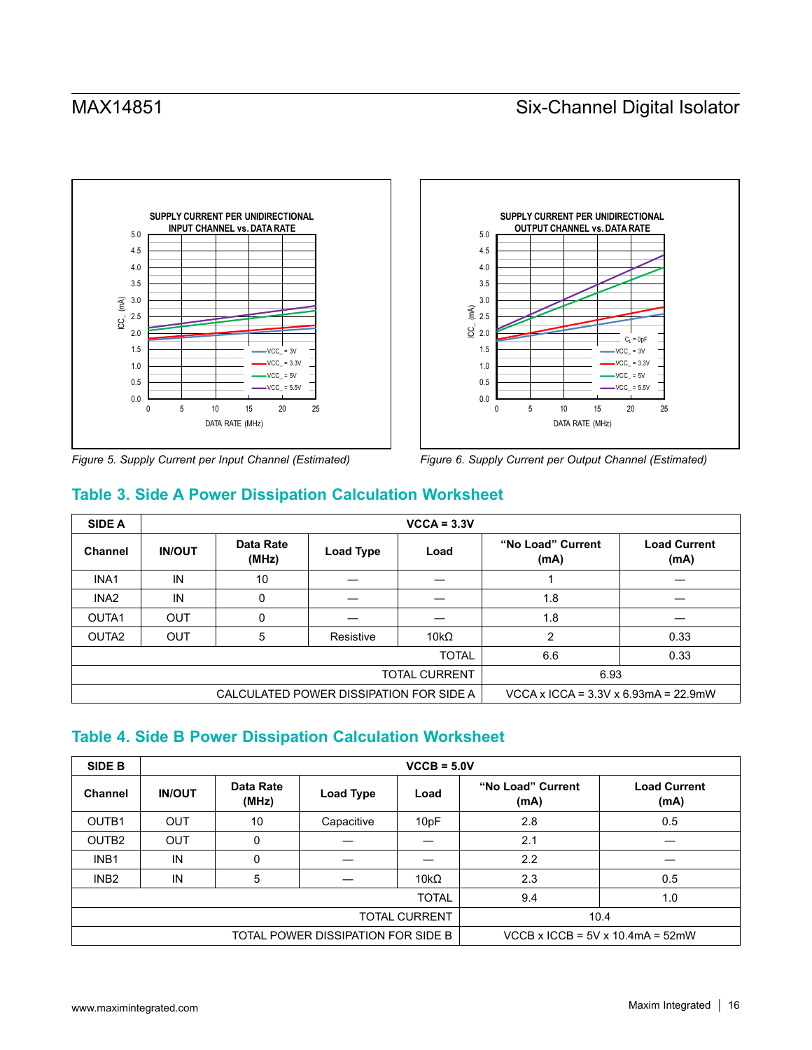Figure 5. Supply Current per Input Channel (Estimated)

Figure 6. Supply Current per Output Channel (Estimated)

## Table 3. Side A Power Dissipation Calculation Worksheet

| SIDE A | VCCA = 3.3V | | | | | |
|---|---|---|---|---|---|---|
| **Channel** | **IN/OUT** | **Data Rate (MHz)** | **Load Type** | **Load** | **"No Load" Current (mA)** | **Load Current (mA)** |
| INA1 | IN | 10 | — | — | 1 | — |
| INA2 | IN | 0 | — | — | 1.8 | — |
| OUTA1 | OUT | 0 | — | — | 1.8 | — |
| OUTA2 | OUT | 5 | Resistive | 10kΩ | 2 | 0.33 |
| | | | | TOTAL | 6.6 | 0.33 |
| | | | | TOTAL CURRENT | 6.93 | |
| | | CALCULATED POWER DISSIPATION FOR SIDE A | | | VCCA x ICCA = 3.3V x 6.93mA = 22.9mW | |

## Table 4. Side B Power Dissipation Calculation Worksheet

| SIDE B | VCCB = 5.0V | | | | | |
|---|---|---|---|---|---|---|
| **Channel** | **IN/OUT** | **Data Rate (MHz)** | **Load Type** | **Load** | **"No Load" Current (mA)** | **Load Current (mA)** |
| OUTB1 | OUT | 10 | Capacitive | 10pF | 2.8 | 0.5 |
| OUTB2 | OUT | 0 | — | — | 2.1 | — |
| INB1 | IN | 0 | — | — | 2.2 | — |
| INB2 | IN | 5 | — | 10kΩ | 2.3 | 0.5 |
| | | | | TOTAL | 9.4 | 1.0 |
| | | | | TOTAL CURRENT | 10.4 | |
| | | TOTAL POWER DISSIPATION FOR SIDE B | | | VCCB x ICCB = 5V x 10.4mA = 52mW | |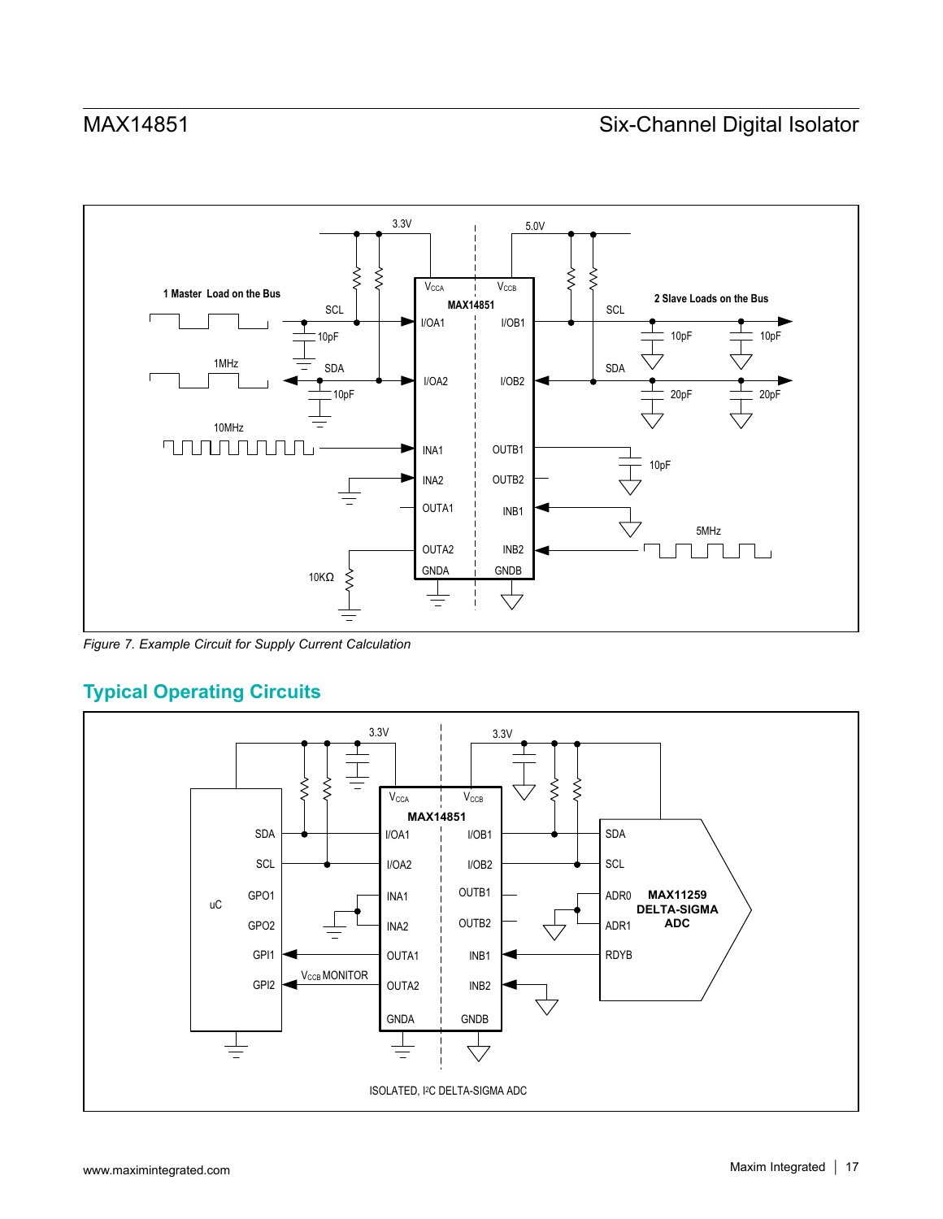*Figure 7. Example Circuit for Supply Current Calculation*

## Typical Operating Circuits

ISOLATED, I²C DELTA-SIGMA ADC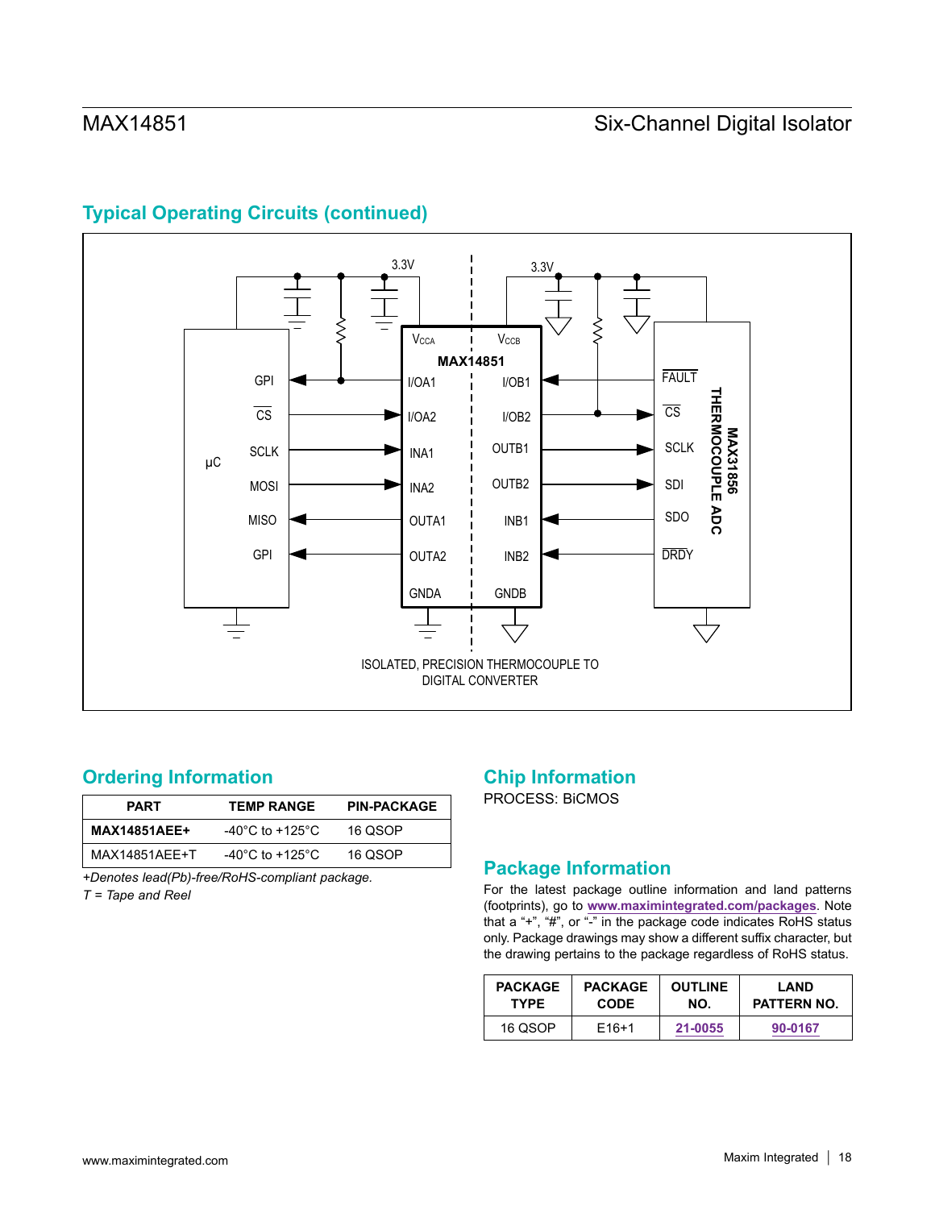## Typical Operating Circuits (continued)

ISOLATED, PRECISION THERMOCOUPLE TO DIGITAL CONVERTER

## Ordering Information

| PART | TEMP RANGE | PIN-PACKAGE |
|---|---|---|
| **MAX14851AEE+** | -40°C to +125°C | 16 QSOP |
| MAX14851AEE+T | -40°C to +125°C | 16 QSOP |

*+Denotes lead(Pb)-free/RoHS-compliant package.*
*T = Tape and Reel*

## Chip Information

PROCESS: BiCMOS

## Package Information

For the latest package outline information and land patterns (footprints), go to **www.maximintegrated.com/packages**. Note that a "+", "#", or "-" in the package code indicates RoHS status only. Package drawings may show a different suffix character, but the drawing pertains to the package regardless of RoHS status.

| PACKAGE TYPE | PACKAGE CODE | OUTLINE NO. | LAND PATTERN NO. |
|---|---|---|---|
| 16 QSOP | E16+1 | 21-0055 | 90-0167 |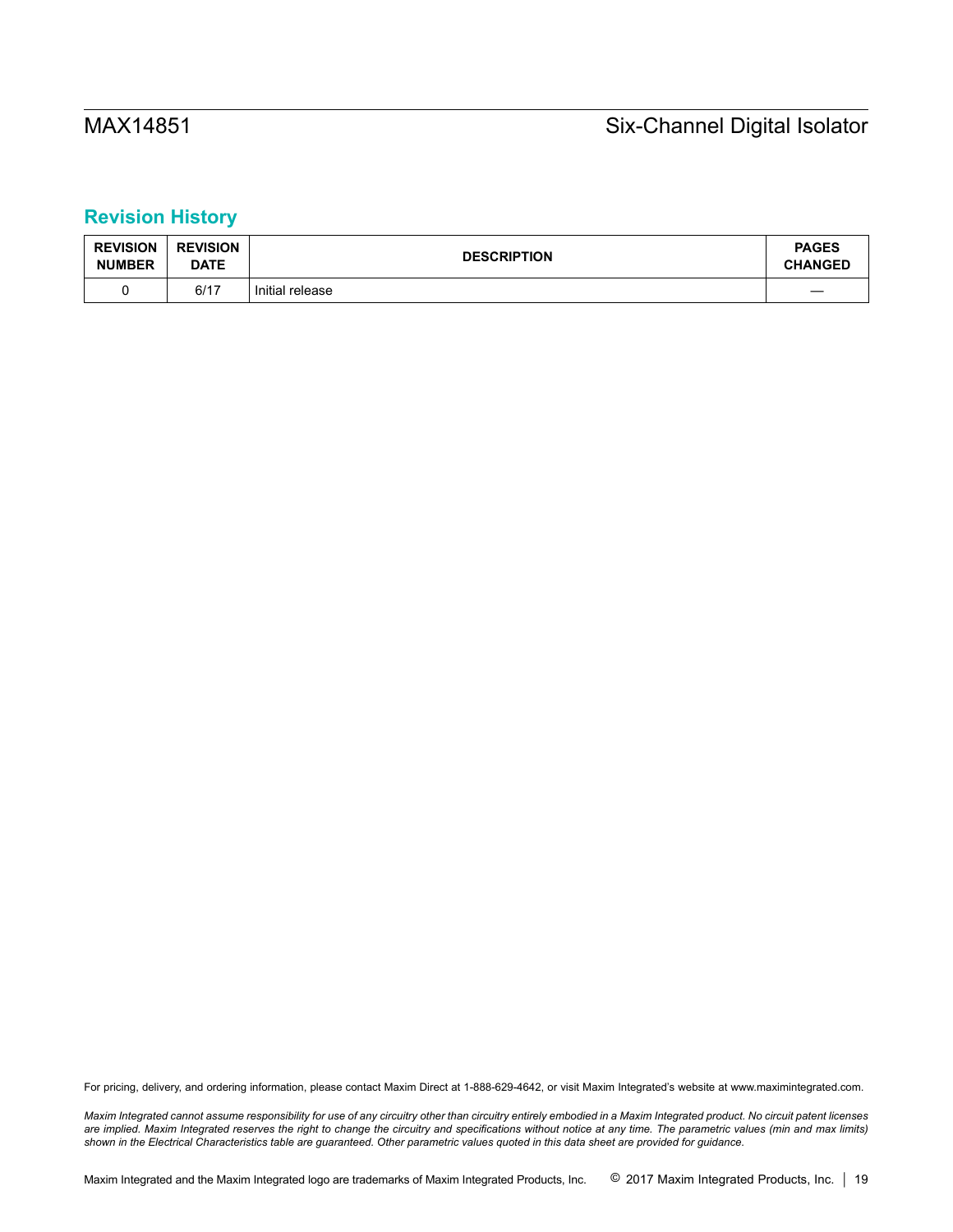## Revision History

| REVISION NUMBER | REVISION DATE | DESCRIPTION | PAGES CHANGED |
|---|---|---|---|
| 0 | 6/17 | Initial release | — |

For pricing, delivery, and ordering information, please contact Maxim Direct at 1-888-629-4642, or visit Maxim Integrated's website at www.maximintegrated.com.

*Maxim Integrated cannot assume responsibility for use of any circuitry other than circuitry entirely embodied in a Maxim Integrated product. No circuit patent licenses are implied. Maxim Integrated reserves the right to change the circuitry and specifications without notice at any time. The parametric values (min and max limits) shown in the Electrical Characteristics table are guaranteed. Other parametric values quoted in this data sheet are provided for guidance.*

Maxim Integrated and the Maxim Integrated logo are trademarks of Maxim Integrated Products, Inc. © 2017 Maxim Integrated Products, Inc.